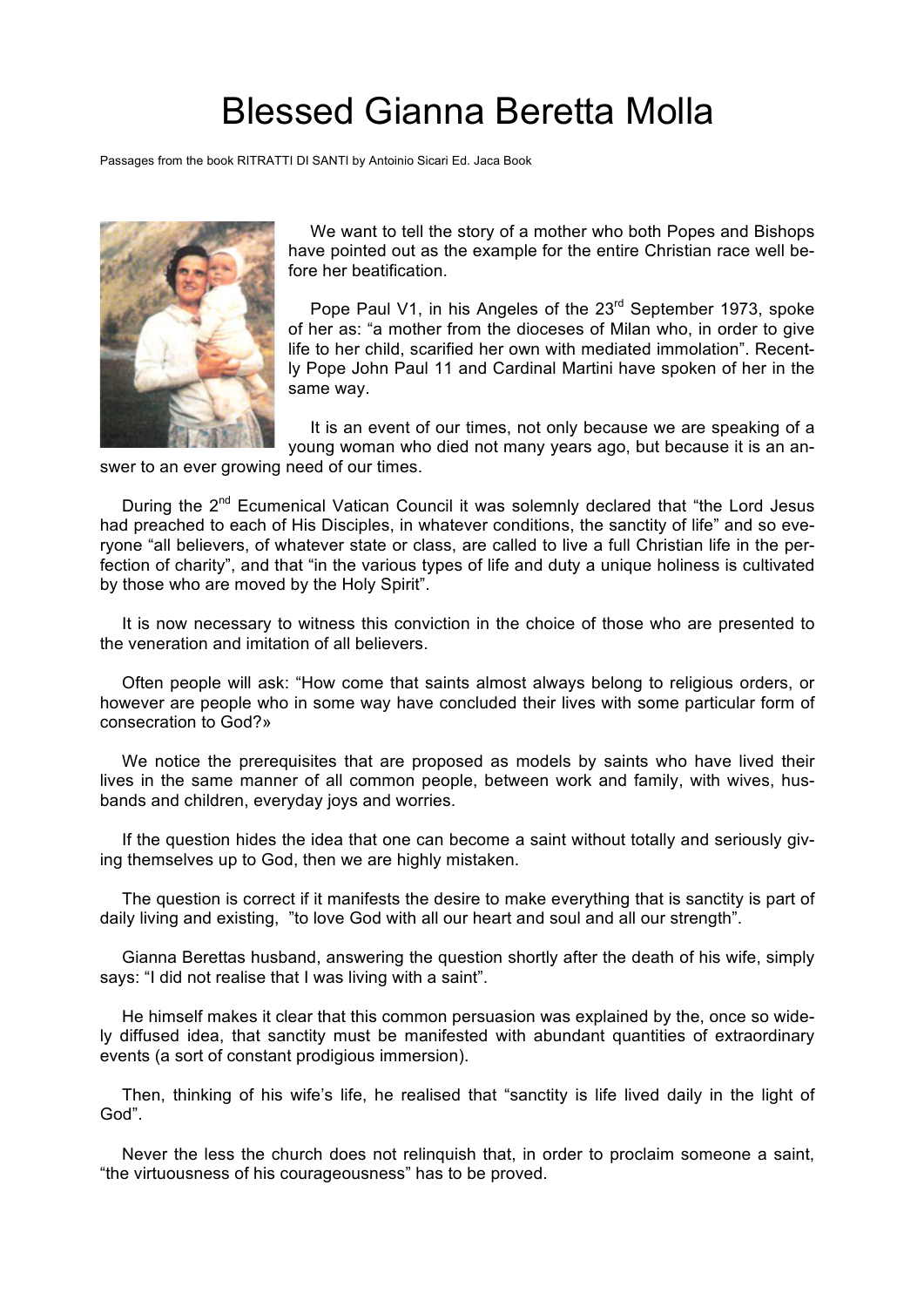# Blessed Gianna Beretta Molla

Passages from the book RITRATTI DI SANTI by Antoinio Sicari Ed. Jaca Book

We want to tell the story of a mother who both Popes and Bishops have pointed out as the example for the entire Christian race well before her beatification.

Pope Paul V1, in his Angeles of the 23rd September 1973, spoke of her as: “a mother from the dioceses of Milan who, in order to give life to her child, scarified her own with mediated immolation”. Recently Pope John Paul 11 and Cardinal Martini have spoken of her in the same way.

It is an event of our times, not only because we are speaking of a young woman who died not many years ago, but because it is an answer to an ever growing need of our times.

During the 2nd Ecumenical Vatican Council it was solemnly declared that “the Lord Jesus had preached to each of His Disciples, in whatever conditions, the sanctity of life” and so everyone “all believers, of whatever state or class, are called to live a full Christian life in the perfection of charity”, and that “in the various types of life and duty a unique holiness is cultivated by those who are moved by the Holy Spirit”.

It is now necessary to witness this conviction in the choice of those who are presented to the veneration and imitation of all believers.

Often people will ask: “How come that saints almost always belong to religious orders, or however are people who in some way have concluded their lives with some particular form of consecration to God?»

We notice the prerequisites that are proposed as models by saints who have lived their lives in the same manner of all common people, between work and family, with wives, husbands and children, everyday joys and worries.

If the question hides the idea that one can become a saint without totally and seriously giving themselves up to God, then we are highly mistaken.

The question is correct if it manifests the desire to make everything that is sanctity is part of daily living and existing, ”to love God with all our heart and soul and all our strength”.

Gianna Berettas husband, answering the question shortly after the death of his wife, simply says: “I did not realise that I was living with a saint”.

He himself makes it clear that this common persuasion was explained by the, once so widely diffused idea, that sanctity must be manifested with abundant quantities of extraordinary events (a sort of constant prodigious immersion).

Then, thinking of his wife’s life, he realised that “sanctity is life lived daily in the light of God”.

Never the less the church does not relinquish that, in order to proclaim someone a saint, “the virtuousness of his courageousness” has to be proved.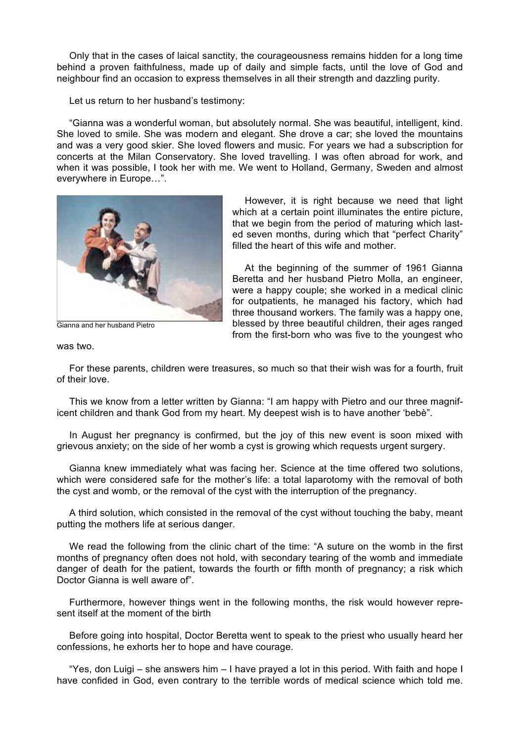Only that in the cases of laical sanctity, the courageousness remains hidden for a long time behind a proven faithfulness, made up of daily and simple facts, until the love of God and neighbour find an occasion to express themselves in all their strength and dazzling purity.

Let us return to her husband's testimony:

"Gianna was a wonderful woman, but absolutely normal. She was beautiful, intelligent, kind. She loved to smile. She was modern and elegant. She drove a car; she loved the mountains and was a very good skier. She loved flowers and music. For years we had a subscription for concerts at the Milan Conservatory. She loved travelling. I was often abroad for work, and when it was possible, I took her with me. We went to Holland, Germany, Sweden and almost everywhere in Europe…".

Gianna and her husband Pietro

However, it is right because we need that light which at a certain point illuminates the entire picture, that we begin from the period of maturing which lasted seven months, during which that "perfect Charity" filled the heart of this wife and mother.

At the beginning of the summer of 1961 Gianna Beretta and her husband Pietro Molla, an engineer, were a happy couple; she worked in a medical clinic for outpatients, he managed his factory, which had three thousand workers. The family was a happy one, blessed by three beautiful children, their ages ranged from the first-born who was five to the youngest who was two.

For these parents, children were treasures, so much so that their wish was for a fourth, fruit of their love.

This we know from a letter written by Gianna: "I am happy with Pietro and our three magnificent children and thank God from my heart. My deepest wish is to have another 'bebè".

In August her pregnancy is confirmed, but the joy of this new event is soon mixed with grievous anxiety; on the side of her womb a cyst is growing which requests urgent surgery.

Gianna knew immediately what was facing her. Science at the time offered two solutions, which were considered safe for the mother's life: a total laparotomy with the removal of both the cyst and womb, or the removal of the cyst with the interruption of the pregnancy.

A third solution, which consisted in the removal of the cyst without touching the baby, meant putting the mothers life at serious danger.

We read the following from the clinic chart of the time: "A suture on the womb in the first months of pregnancy often does not hold, with secondary tearing of the womb and immediate danger of death for the patient, towards the fourth or fifth month of pregnancy; a risk which Doctor Gianna is well aware of".

Furthermore, however things went in the following months, the risk would however represent itself at the moment of the birth

Before going into hospital, Doctor Beretta went to speak to the priest who usually heard her confessions, he exhorts her to hope and have courage.

"Yes, don Luigi – she answers him – I have prayed a lot in this period. With faith and hope I have confided in God, even contrary to the terrible words of medical science which told me.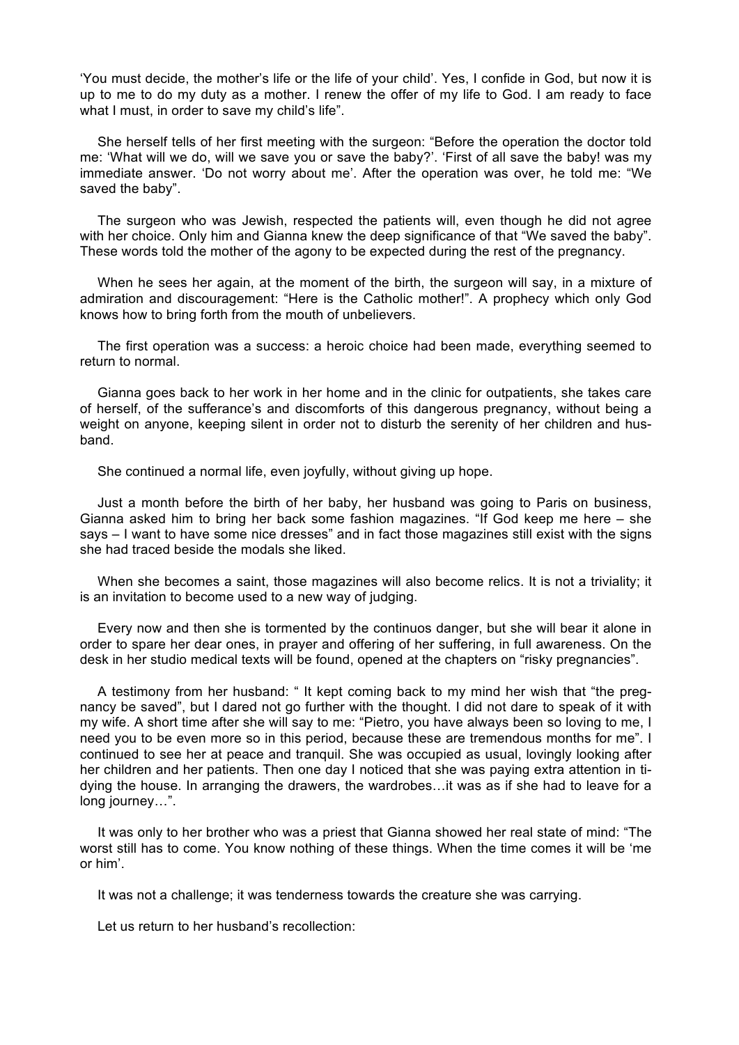'You must decide, the mother's life or the life of your child'. Yes, I confide in God, but now it is up to me to do my duty as a mother. I renew the offer of my life to God. I am ready to face what I must, in order to save my child's life".

She herself tells of her first meeting with the surgeon: "Before the operation the doctor told me: 'What will we do, will we save you or save the baby?'. 'First of all save the baby! was my immediate answer. 'Do not worry about me'. After the operation was over, he told me: "We saved the baby".

The surgeon who was Jewish, respected the patients will, even though he did not agree with her choice. Only him and Gianna knew the deep significance of that "We saved the baby". These words told the mother of the agony to be expected during the rest of the pregnancy.

When he sees her again, at the moment of the birth, the surgeon will say, in a mixture of admiration and discouragement: "Here is the Catholic mother!". A prophecy which only God knows how to bring forth from the mouth of unbelievers.

The first operation was a success: a heroic choice had been made, everything seemed to return to normal.

Gianna goes back to her work in her home and in the clinic for outpatients, she takes care of herself, of the sufferance's and discomforts of this dangerous pregnancy, without being a weight on anyone, keeping silent in order not to disturb the serenity of her children and husband.

She continued a normal life, even joyfully, without giving up hope.

Just a month before the birth of her baby, her husband was going to Paris on business, Gianna asked him to bring her back some fashion magazines. "If God keep me here – she says – I want to have some nice dresses" and in fact those magazines still exist with the signs she had traced beside the modals she liked.

When she becomes a saint, those magazines will also become relics. It is not a triviality; it is an invitation to become used to a new way of judging.

Every now and then she is tormented by the continuos danger, but she will bear it alone in order to spare her dear ones, in prayer and offering of her suffering, in full awareness. On the desk in her studio medical texts will be found, opened at the chapters on "risky pregnancies".

A testimony from her husband: " It kept coming back to my mind her wish that "the pregnancy be saved", but I dared not go further with the thought. I did not dare to speak of it with my wife. A short time after she will say to me: "Pietro, you have always been so loving to me, I need you to be even more so in this period, because these are tremendous months for me". I continued to see her at peace and tranquil. She was occupied as usual, lovingly looking after her children and her patients. Then one day I noticed that she was paying extra attention in tidying the house. In arranging the drawers, the wardrobes…it was as if she had to leave for a long journey…".

It was only to her brother who was a priest that Gianna showed her real state of mind: "The worst still has to come. You know nothing of these things. When the time comes it will be 'me or him'.

It was not a challenge; it was tenderness towards the creature she was carrying.

Let us return to her husband's recollection: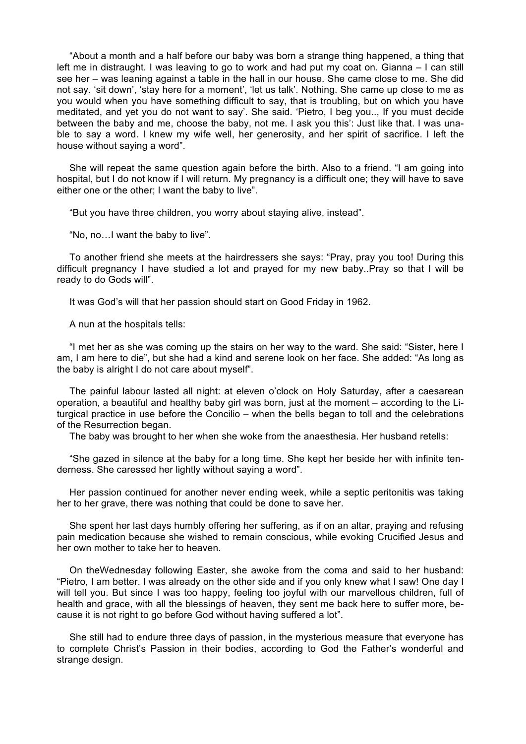"About a month and a half before our baby was born a strange thing happened, a thing that left me in distraught. I was leaving to go to work and had put my coat on. Gianna – I can still see her – was leaning against a table in the hall in our house. She came close to me. She did not say. 'sit down', 'stay here for a moment', 'let us talk'. Nothing. She came up close to me as you would when you have something difficult to say, that is troubling, but on which you have meditated, and yet you do not want to say'. She said. 'Pietro, I beg you.., If you must decide between the baby and me, choose the baby, not me. I ask you this': Just like that. I was unable to say a word. I knew my wife well, her generosity, and her spirit of sacrifice. I left the house without saying a word".

She will repeat the same question again before the birth. Also to a friend. "I am going into hospital, but I do not know if I will return. My pregnancy is a difficult one; they will have to save either one or the other; I want the baby to live".

"But you have three children, you worry about staying alive, instead".

"No, no…I want the baby to live".

To another friend she meets at the hairdressers she says: "Pray, pray you too! During this difficult pregnancy I have studied a lot and prayed for my new baby..Pray so that I will be ready to do Gods will".

It was God's will that her passion should start on Good Friday in 1962.

A nun at the hospitals tells:

"I met her as she was coming up the stairs on her way to the ward. She said: "Sister, here I am, I am here to die", but she had a kind and serene look on her face. She added: "As long as the baby is alright I do not care about myself".

The painful labour lasted all night: at eleven o'clock on Holy Saturday, after a caesarean operation, a beautiful and healthy baby girl was born, just at the moment – according to the Liturgical practice in use before the Concilio – when the bells began to toll and the celebrations of the Resurrection began.

The baby was brought to her when she woke from the anaesthesia. Her husband retells:

"She gazed in silence at the baby for a long time. She kept her beside her with infinite tenderness. She caressed her lightly without saying a word".

Her passion continued for another never ending week, while a septic peritonitis was taking her to her grave, there was nothing that could be done to save her.

She spent her last days humbly offering her suffering, as if on an altar, praying and refusing pain medication because she wished to remain conscious, while evoking Crucified Jesus and her own mother to take her to heaven.

On theWednesday following Easter, she awoke from the coma and said to her husband: "Pietro, I am better. I was already on the other side and if you only knew what I saw! One day I will tell you. But since I was too happy, feeling too joyful with our marvellous children, full of health and grace, with all the blessings of heaven, they sent me back here to suffer more, because it is not right to go before God without having suffered a lot".

She still had to endure three days of passion, in the mysterious measure that everyone has to complete Christ's Passion in their bodies, according to God the Father's wonderful and strange design.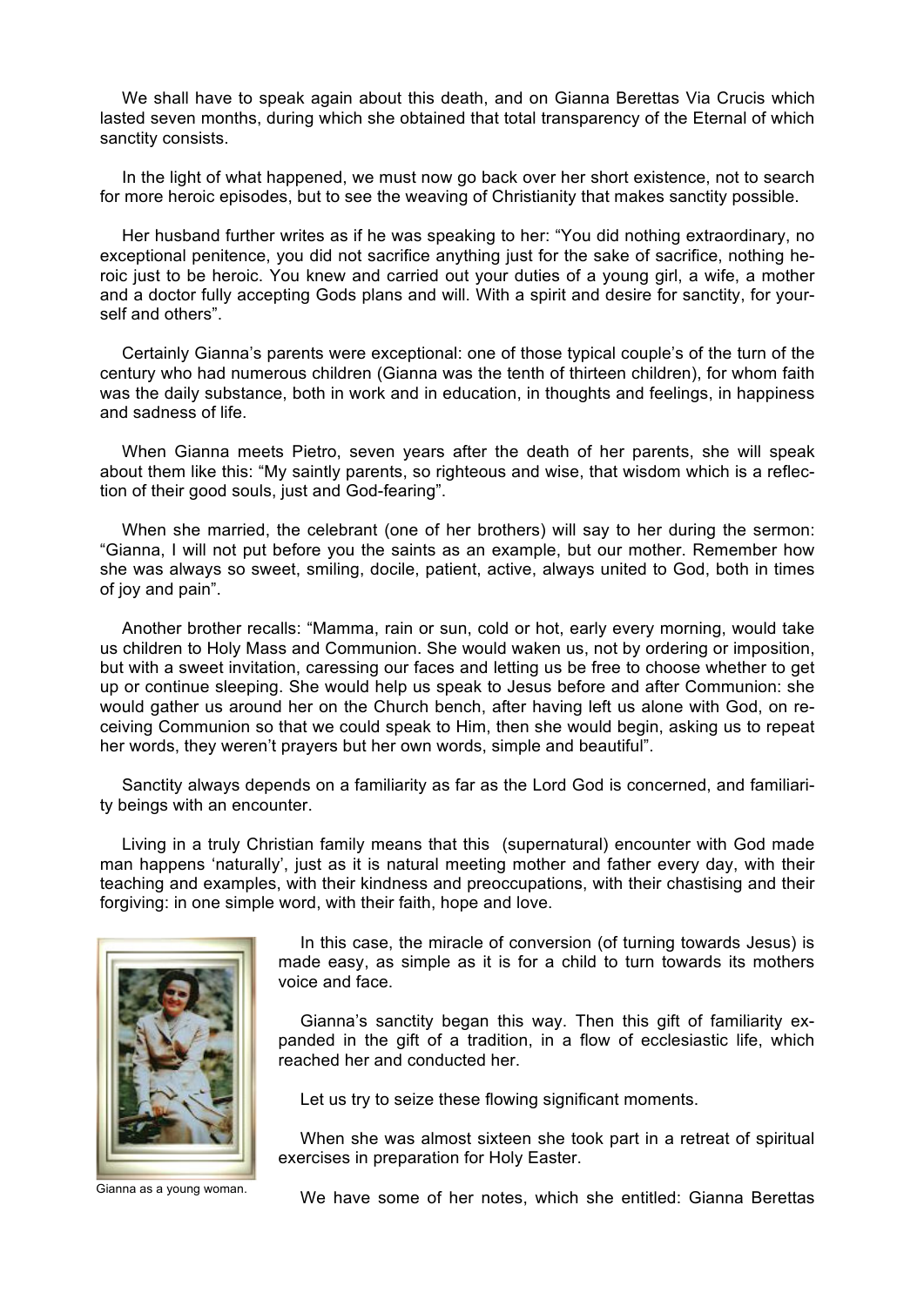We shall have to speak again about this death, and on Gianna Berettas Via Crucis which lasted seven months, during which she obtained that total transparency of the Eternal of which sanctity consists.

In the light of what happened, we must now go back over her short existence, not to search for more heroic episodes, but to see the weaving of Christianity that makes sanctity possible.

Her husband further writes as if he was speaking to her: "You did nothing extraordinary, no exceptional penitence, you did not sacrifice anything just for the sake of sacrifice, nothing heroic just to be heroic. You knew and carried out your duties of a young girl, a wife, a mother and a doctor fully accepting Gods plans and will. With a spirit and desire for sanctity, for yourself and others".

Certainly Gianna's parents were exceptional: one of those typical couple's of the turn of the century who had numerous children (Gianna was the tenth of thirteen children), for whom faith was the daily substance, both in work and in education, in thoughts and feelings, in happiness and sadness of life.

When Gianna meets Pietro, seven years after the death of her parents, she will speak about them like this: "My saintly parents, so righteous and wise, that wisdom which is a reflection of their good souls, just and God-fearing".

When she married, the celebrant (one of her brothers) will say to her during the sermon: "Gianna, I will not put before you the saints as an example, but our mother. Remember how she was always so sweet, smiling, docile, patient, active, always united to God, both in times of joy and pain".

Another brother recalls: "Mamma, rain or sun, cold or hot, early every morning, would take us children to Holy Mass and Communion. She would waken us, not by ordering or imposition, but with a sweet invitation, caressing our faces and letting us be free to choose whether to get up or continue sleeping. She would help us speak to Jesus before and after Communion: she would gather us around her on the Church bench, after having left us alone with God, on receiving Communion so that we could speak to Him, then she would begin, asking us to repeat her words, they weren't prayers but her own words, simple and beautiful".

Sanctity always depends on a familiarity as far as the Lord God is concerned, and familiarity beings with an encounter.

Living in a truly Christian family means that this (supernatural) encounter with God made man happens 'naturally', just as it is natural meeting mother and father every day, with their teaching and examples, with their kindness and preoccupations, with their chastising and their forgiving: in one simple word, with their faith, hope and love.

In this case, the miracle of conversion (of turning towards Jesus) is made easy, as simple as it is for a child to turn towards its mothers voice and face.

Gianna's sanctity began this way. Then this gift of familiarity expanded in the gift of a tradition, in a flow of ecclesiastic life, which reached her and conducted her.

Let us try to seize these flowing significant moments.

When she was almost sixteen she took part in a retreat of spiritual exercises in preparation for Holy Easter.

Gianna as a young woman.

We have some of her notes, which she entitled: Gianna Berettas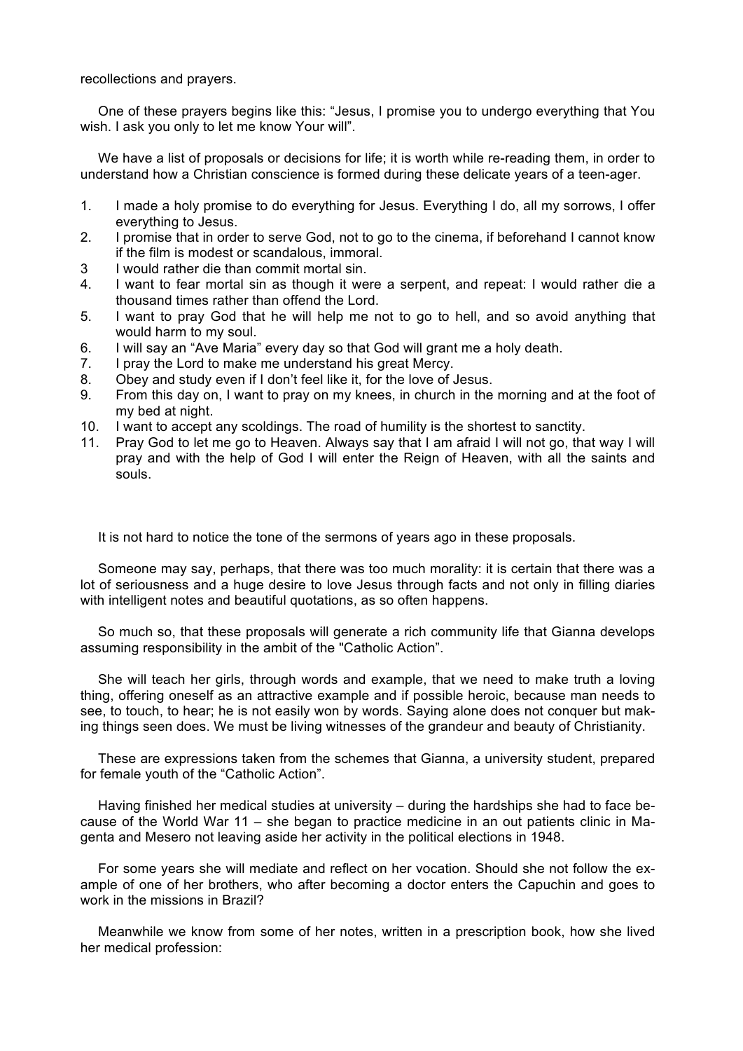recollections and prayers.

One of these prayers begins like this: “Jesus, I promise you to undergo everything that You wish. I ask you only to let me know Your will”.

We have a list of proposals or decisions for life; it is worth while re-reading them, in order to understand how a Christian conscience is formed during these delicate years of a teen-ager.

1. I made a holy promise to do everything for Jesus. Everything I do, all my sorrows, I offer everything to Jesus.
2. I promise that in order to serve God, not to go to the cinema, if beforehand I cannot know if the film is modest or scandalous, immoral.
3. I would rather die than commit mortal sin.
4. I want to fear mortal sin as though it were a serpent, and repeat: I would rather die a thousand times rather than offend the Lord.
5. I want to pray God that he will help me not to go to hell, and so avoid anything that would harm to my soul.
6. I will say an “Ave Maria” every day so that God will grant me a holy death.
7. I pray the Lord to make me understand his great Mercy.
8. Obey and study even if I don’t feel like it, for the love of Jesus.
9. From this day on, I want to pray on my knees, in church in the morning and at the foot of my bed at night.
10. I want to accept any scoldings. The road of humility is the shortest to sanctity.
11. Pray God to let me go to Heaven. Always say that I am afraid I will not go, that way I will pray and with the help of God I will enter the Reign of Heaven, with all the saints and souls.

It is not hard to notice the tone of the sermons of years ago in these proposals.

Someone may say, perhaps, that there was too much morality: it is certain that there was a lot of seriousness and a huge desire to love Jesus through facts and not only in filling diaries with intelligent notes and beautiful quotations, as so often happens.

So much so, that these proposals will generate a rich community life that Gianna develops assuming responsibility in the ambit of the "Catholic Action”.

She will teach her girls, through words and example, that we need to make truth a loving thing, offering oneself as an attractive example and if possible heroic, because man needs to see, to touch, to hear; he is not easily won by words. Saying alone does not conquer but making things seen does. We must be living witnesses of the grandeur and beauty of Christianity.

These are expressions taken from the schemes that Gianna, a university student, prepared for female youth of the “Catholic Action”.

Having finished her medical studies at university – during the hardships she had to face because of the World War 11 – she began to practice medicine in an out patients clinic in Magenta and Mesero not leaving aside her activity in the political elections in 1948.

For some years she will mediate and reflect on her vocation. Should she not follow the example of one of her brothers, who after becoming a doctor enters the Capuchin and goes to work in the missions in Brazil?

Meanwhile we know from some of her notes, written in a prescription book, how she lived her medical profession: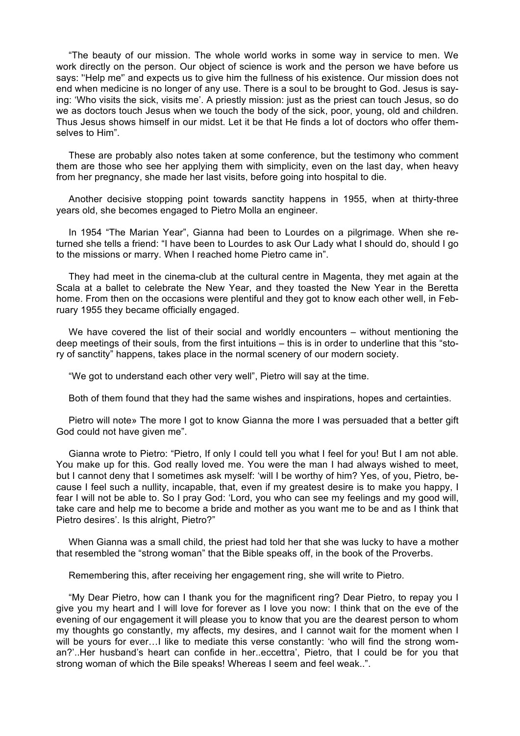"The beauty of our mission. The whole world works in some way in service to men. We work directly on the person. Our object of science is work and the person we have before us says: ''Help me'' and expects us to give him the fullness of his existence. Our mission does not end when medicine is no longer of any use. There is a soul to be brought to God. Jesus is saying: 'Who visits the sick, visits me'. A priestly mission: just as the priest can touch Jesus, so do we as doctors touch Jesus when we touch the body of the sick, poor, young, old and children. Thus Jesus shows himself in our midst. Let it be that He finds a lot of doctors who offer themselves to Him".

These are probably also notes taken at some conference, but the testimony who comment them are those who see her applying them with simplicity, even on the last day, when heavy from her pregnancy, she made her last visits, before going into hospital to die.

Another decisive stopping point towards sanctity happens in 1955, when at thirty-three years old, she becomes engaged to Pietro Molla an engineer.

In 1954 "The Marian Year", Gianna had been to Lourdes on a pilgrimage. When she returned she tells a friend: "I have been to Lourdes to ask Our Lady what I should do, should I go to the missions or marry. When I reached home Pietro came in".

They had meet in the cinema-club at the cultural centre in Magenta, they met again at the Scala at a ballet to celebrate the New Year, and they toasted the New Year in the Beretta home. From then on the occasions were plentiful and they got to know each other well, in February 1955 they became officially engaged.

We have covered the list of their social and worldly encounters – without mentioning the deep meetings of their souls, from the first intuitions – this is in order to underline that this "story of sanctity" happens, takes place in the normal scenery of our modern society.

"We got to understand each other very well", Pietro will say at the time.

Both of them found that they had the same wishes and inspirations, hopes and certainties.

Pietro will note» The more I got to know Gianna the more I was persuaded that a better gift God could not have given me".

Gianna wrote to Pietro: "Pietro, If only I could tell you what I feel for you! But I am not able. You make up for this. God really loved me. You were the man I had always wished to meet, but I cannot deny that I sometimes ask myself: 'will I be worthy of him? Yes, of you, Pietro, because I feel such a nullity, incapable, that, even if my greatest desire is to make you happy, I fear I will not be able to. So I pray God: 'Lord, you who can see my feelings and my good will, take care and help me to become a bride and mother as you want me to be and as I think that Pietro desires'. Is this alright, Pietro?"

When Gianna was a small child, the priest had told her that she was lucky to have a mother that resembled the "strong woman" that the Bible speaks off, in the book of the Proverbs.

Remembering this, after receiving her engagement ring, she will write to Pietro.

"My Dear Pietro, how can I thank you for the magnificent ring? Dear Pietro, to repay you I give you my heart and I will love for forever as I love you now: I think that on the eve of the evening of our engagement it will please you to know that you are the dearest person to whom my thoughts go constantly, my affects, my desires, and I cannot wait for the moment when I will be yours for ever…I like to mediate this verse constantly: 'who will find the strong woman?'..Her husband's heart can confide in her..eccettra', Pietro, that I could be for you that strong woman of which the Bile speaks! Whereas I seem and feel weak..".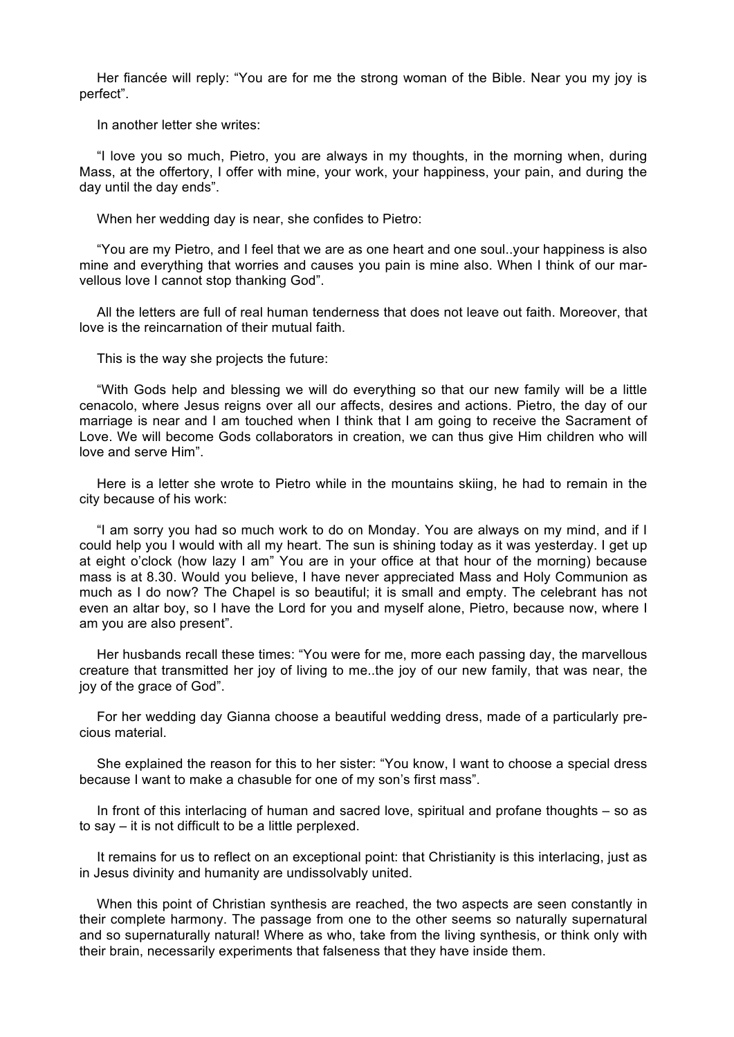Her fiancée will reply: “You are for me the strong woman of the Bible. Near you my joy is perfect”.

In another letter she writes:

“I love you so much, Pietro, you are always in my thoughts, in the morning when, during Mass, at the offertory, I offer with mine, your work, your happiness, your pain, and during the day until the day ends”.

When her wedding day is near, she confides to Pietro:

“You are my Pietro, and I feel that we are as one heart and one soul..your happiness is also mine and everything that worries and causes you pain is mine also. When I think of our marvellous love I cannot stop thanking God”.

All the letters are full of real human tenderness that does not leave out faith. Moreover, that love is the reincarnation of their mutual faith.

This is the way she projects the future:

“With Gods help and blessing we will do everything so that our new family will be a little cenacolo, where Jesus reigns over all our affects, desires and actions. Pietro, the day of our marriage is near and I am touched when I think that I am going to receive the Sacrament of Love. We will become Gods collaborators in creation, we can thus give Him children who will love and serve Him”.

Here is a letter she wrote to Pietro while in the mountains skiing, he had to remain in the city because of his work:

“I am sorry you had so much work to do on Monday. You are always on my mind, and if I could help you I would with all my heart. The sun is shining today as it was yesterday. I get up at eight o’clock (how lazy I am” You are in your office at that hour of the morning) because mass is at 8.30. Would you believe, I have never appreciated Mass and Holy Communion as much as I do now? The Chapel is so beautiful; it is small and empty. The celebrant has not even an altar boy, so I have the Lord for you and myself alone, Pietro, because now, where I am you are also present”.

Her husbands recall these times: “You were for me, more each passing day, the marvellous creature that transmitted her joy of living to me..the joy of our new family, that was near, the joy of the grace of God”.

For her wedding day Gianna choose a beautiful wedding dress, made of a particularly precious material.

She explained the reason for this to her sister: “You know, I want to choose a special dress because I want to make a chasuble for one of my son’s first mass”.

In front of this interlacing of human and sacred love, spiritual and profane thoughts – so as to say – it is not difficult to be a little perplexed.

It remains for us to reflect on an exceptional point: that Christianity is this interlacing, just as in Jesus divinity and humanity are undissolvably united.

When this point of Christian synthesis are reached, the two aspects are seen constantly in their complete harmony. The passage from one to the other seems so naturally supernatural and so supernaturally natural! Where as who, take from the living synthesis, or think only with their brain, necessarily experiments that falseness that they have inside them.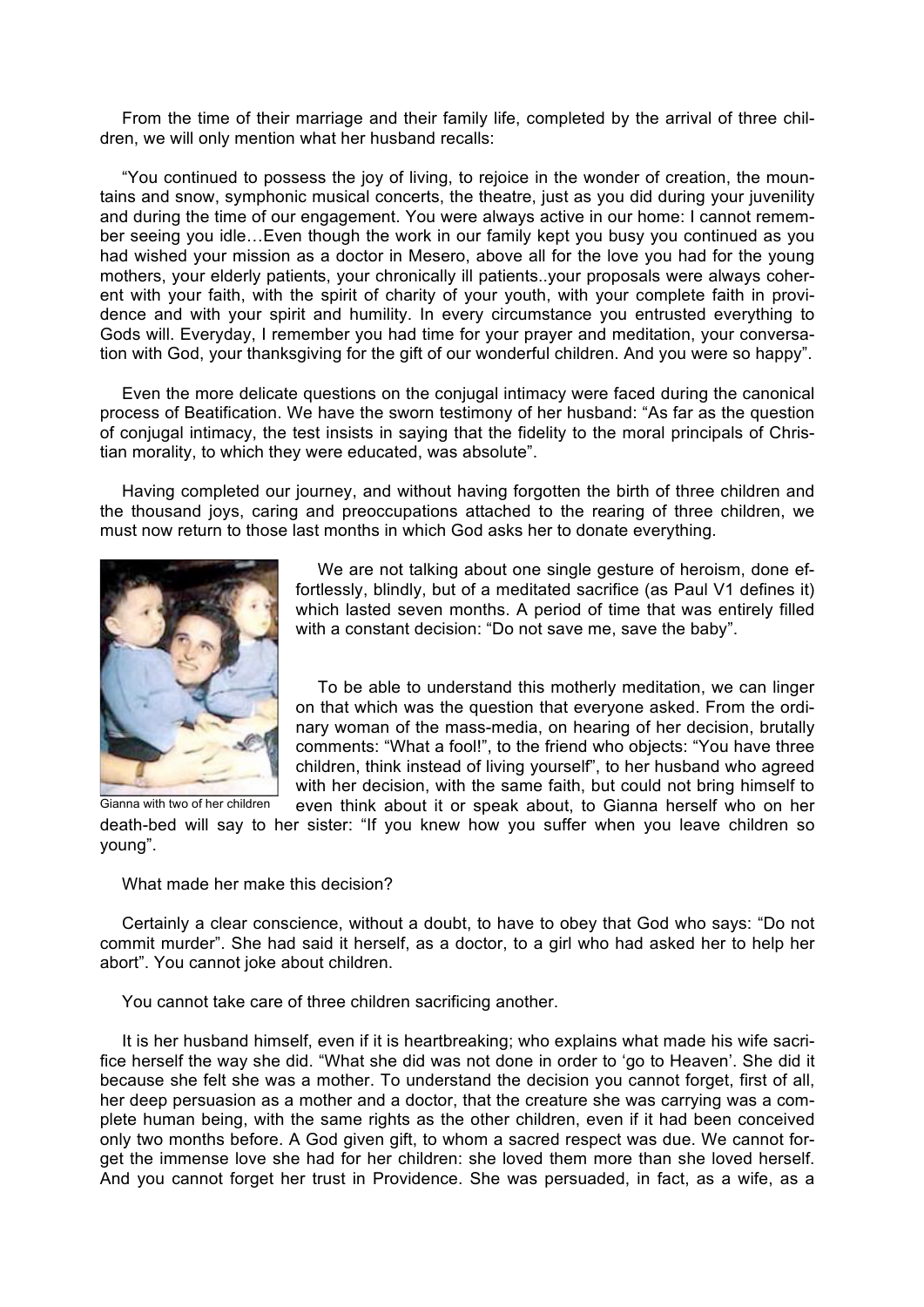From the time of their marriage and their family life, completed by the arrival of three children, we will only mention what her husband recalls:

"You continued to possess the joy of living, to rejoice in the wonder of creation, the mountains and snow, symphonic musical concerts, the theatre, just as you did during your juvenility and during the time of our engagement. You were always active in our home: I cannot remember seeing you idle…Even though the work in our family kept you busy you continued as you had wished your mission as a doctor in Mesero, above all for the love you had for the young mothers, your elderly patients, your chronically ill patients..your proposals were always coherent with your faith, with the spirit of charity of your youth, with your complete faith in providence and with your spirit and humility. In every circumstance you entrusted everything to Gods will. Everyday, I remember you had time for your prayer and meditation, your conversation with God, your thanksgiving for the gift of our wonderful children. And you were so happy".

Even the more delicate questions on the conjugal intimacy were faced during the canonical process of Beatification. We have the sworn testimony of her husband: "As far as the question of conjugal intimacy, the test insists in saying that the fidelity to the moral principals of Christian morality, to which they were educated, was absolute".

Having completed our journey, and without having forgotten the birth of three children and the thousand joys, caring and preoccupations attached to the rearing of three children, we must now return to those last months in which God asks her to donate everything.

Gianna with two of her children

We are not talking about one single gesture of heroism, done effortlessly, blindly, but of a meditated sacrifice (as Paul V1 defines it) which lasted seven months. A period of time that was entirely filled with a constant decision: "Do not save me, save the baby".

To be able to understand this motherly meditation, we can linger on that which was the question that everyone asked. From the ordinary woman of the mass-media, on hearing of her decision, brutally comments: "What a fool!", to the friend who objects: "You have three children, think instead of living yourself", to her husband who agreed with her decision, with the same faith, but could not bring himself to even think about it or speak about, to Gianna herself who on her death-bed will say to her sister: "If you knew how you suffer when you leave children so young".

What made her make this decision?

Certainly a clear conscience, without a doubt, to have to obey that God who says: "Do not commit murder". She had said it herself, as a doctor, to a girl who had asked her to help her abort". You cannot joke about children.

You cannot take care of three children sacrificing another.

It is her husband himself, even if it is heartbreaking; who explains what made his wife sacrifice herself the way she did. "What she did was not done in order to 'go to Heaven'. She did it because she felt she was a mother. To understand the decision you cannot forget, first of all, her deep persuasion as a mother and a doctor, that the creature she was carrying was a complete human being, with the same rights as the other children, even if it had been conceived only two months before. A God given gift, to whom a sacred respect was due. We cannot forget the immense love she had for her children: she loved them more than she loved herself. And you cannot forget her trust in Providence. She was persuaded, in fact, as a wife, as a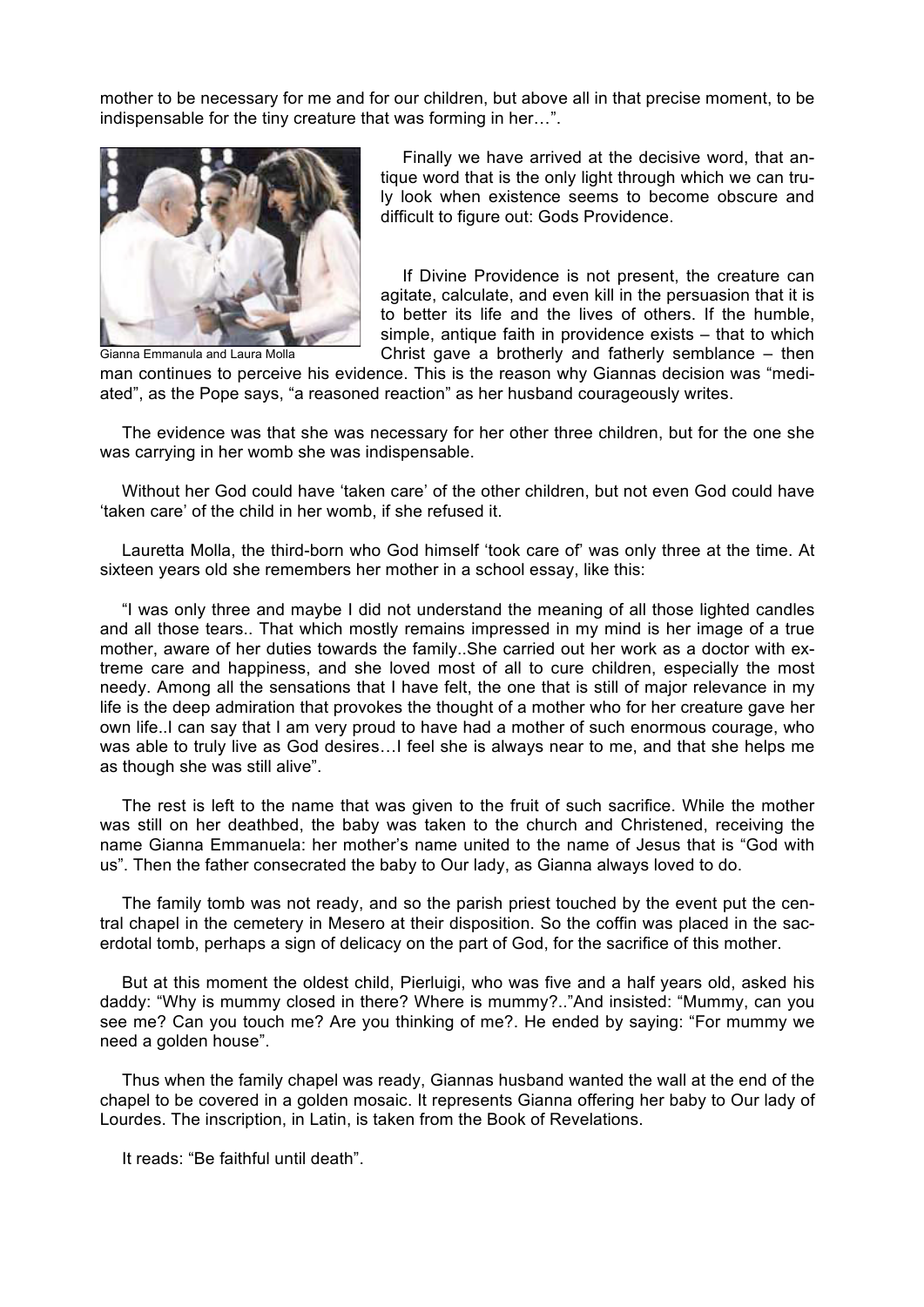mother to be necessary for me and for our children, but above all in that precise moment, to be indispensable for the tiny creature that was forming in her…".

Gianna Emmanula and Laura Molla

Finally we have arrived at the decisive word, that antique word that is the only light through which we can truly look when existence seems to become obscure and difficult to figure out: Gods Providence.

If Divine Providence is not present, the creature can agitate, calculate, and even kill in the persuasion that it is to better its life and the lives of others. If the humble, simple, antique faith in providence exists – that to which Christ gave a brotherly and fatherly semblance – then man continues to perceive his evidence. This is the reason why Giannas decision was "mediated", as the Pope says, "a reasoned reaction" as her husband courageously writes.

The evidence was that she was necessary for her other three children, but for the one she was carrying in her womb she was indispensable.

Without her God could have 'taken care' of the other children, but not even God could have 'taken care' of the child in her womb, if she refused it.

Lauretta Molla, the third-born who God himself 'took care of' was only three at the time. At sixteen years old she remembers her mother in a school essay, like this:

"I was only three and maybe I did not understand the meaning of all those lighted candles and all those tears.. That which mostly remains impressed in my mind is her image of a true mother, aware of her duties towards the family..She carried out her work as a doctor with extreme care and happiness, and she loved most of all to cure children, especially the most needy. Among all the sensations that I have felt, the one that is still of major relevance in my life is the deep admiration that provokes the thought of a mother who for her creature gave her own life..I can say that I am very proud to have had a mother of such enormous courage, who was able to truly live as God desires…I feel she is always near to me, and that she helps me as though she was still alive".

The rest is left to the name that was given to the fruit of such sacrifice. While the mother was still on her deathbed, the baby was taken to the church and Christened, receiving the name Gianna Emmanuela: her mother's name united to the name of Jesus that is "God with us". Then the father consecrated the baby to Our lady, as Gianna always loved to do.

The family tomb was not ready, and so the parish priest touched by the event put the central chapel in the cemetery in Mesero at their disposition. So the coffin was placed in the sacerdotal tomb, perhaps a sign of delicacy on the part of God, for the sacrifice of this mother.

But at this moment the oldest child, Pierluigi, who was five and a half years old, asked his daddy: "Why is mummy closed in there? Where is mummy?.."And insisted: "Mummy, can you see me? Can you touch me? Are you thinking of me?. He ended by saying: "For mummy we need a golden house".

Thus when the family chapel was ready, Giannas husband wanted the wall at the end of the chapel to be covered in a golden mosaic. It represents Gianna offering her baby to Our lady of Lourdes. The inscription, in Latin, is taken from the Book of Revelations.

It reads: "Be faithful until death".